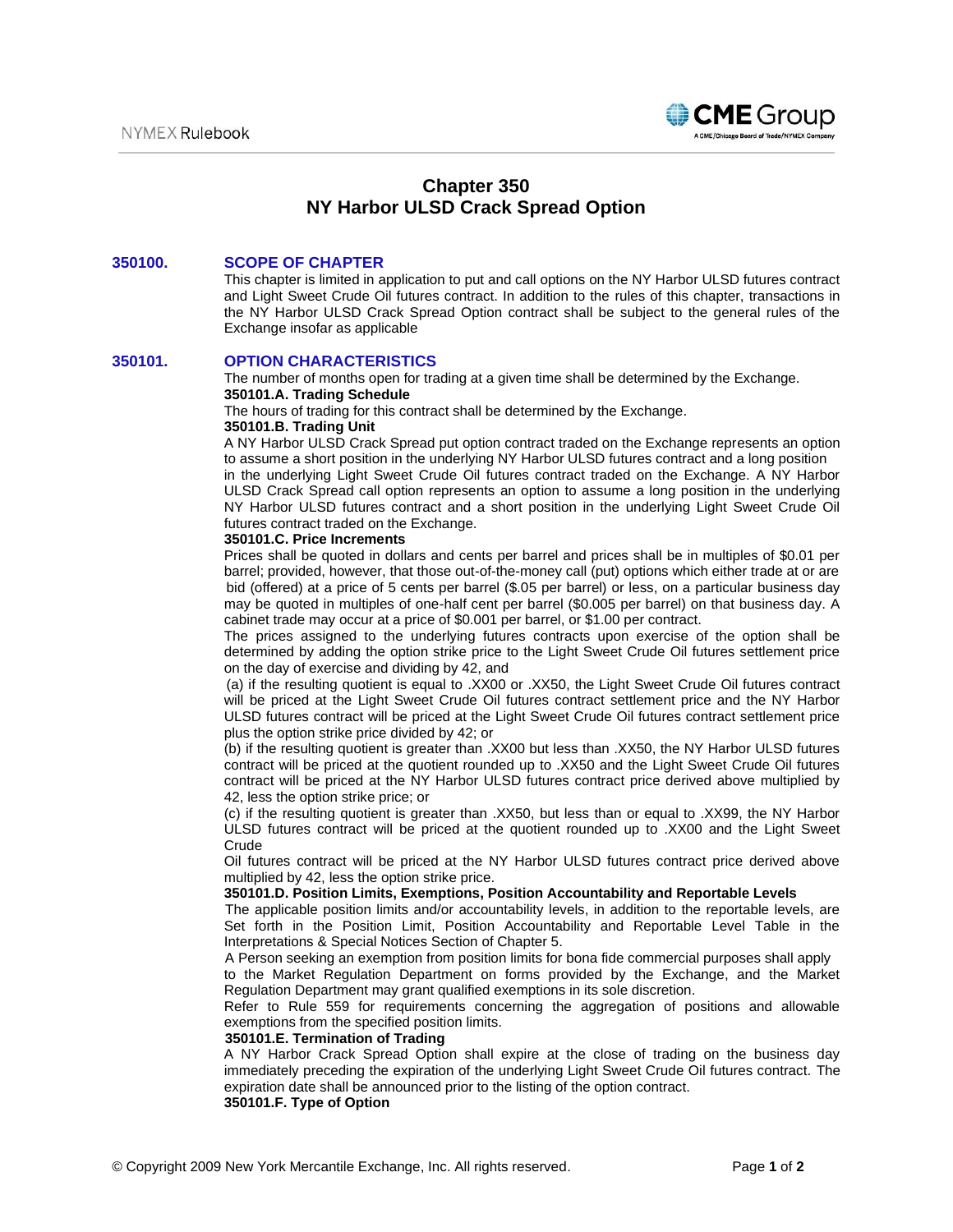# Chapter 350
# NY Harbor ULSD Crack Spread Option

## 350100. SCOPE OF CHAPTER

This chapter is limited in application to put and call options on the NY Harbor ULSD futures contract and Light Sweet Crude Oil futures contract. In addition to the rules of this chapter, transactions in the NY Harbor ULSD Crack Spread Option contract shall be subject to the general rules of the Exchange insofar as applicable

## 350101. OPTION CHARACTERISTICS

The number of months open for trading at a given time shall be determined by the Exchange.

**350101.A. Trading Schedule**

The hours of trading for this contract shall be determined by the Exchange.

**350101.B. Trading Unit**

A NY Harbor ULSD Crack Spread put option contract traded on the Exchange represents an option to assume a short position in the underlying NY Harbor ULSD futures contract and a long position in the underlying Light Sweet Crude Oil futures contract traded on the Exchange. A NY Harbor ULSD Crack Spread call option represents an option to assume a long position in the underlying NY Harbor ULSD futures contract and a short position in the underlying Light Sweet Crude Oil futures contract traded on the Exchange.

**350101.C. Price Increments**

Prices shall be quoted in dollars and cents per barrel and prices shall be in multiples of $0.01 per barrel; provided, however, that those out-of-the-money call (put) options which either trade at or are bid (offered) at a price of 5 cents per barrel ($.05 per barrel) or less, on a particular business day may be quoted in multiples of one-half cent per barrel ($0.005 per barrel) on that business day. A cabinet trade may occur at a price of $0.001 per barrel, or $1.00 per contract.

The prices assigned to the underlying futures contracts upon exercise of the option shall be determined by adding the option strike price to the Light Sweet Crude Oil futures settlement price on the day of exercise and dividing by 42, and

(a) if the resulting quotient is equal to .XX00 or .XX50, the Light Sweet Crude Oil futures contract will be priced at the Light Sweet Crude Oil futures contract settlement price and the NY Harbor ULSD futures contract will be priced at the Light Sweet Crude Oil futures contract settlement price plus the option strike price divided by 42; or

(b) if the resulting quotient is greater than .XX00 but less than .XX50, the NY Harbor ULSD futures contract will be priced at the quotient rounded up to .XX50 and the Light Sweet Crude Oil futures contract will be priced at the NY Harbor ULSD futures contract price derived above multiplied by 42, less the option strike price; or

(c) if the resulting quotient is greater than .XX50, but less than or equal to .XX99, the NY Harbor ULSD futures contract will be priced at the quotient rounded up to .XX00 and the Light Sweet Crude Oil futures contract will be priced at the NY Harbor ULSD futures contract price derived above multiplied by 42, less the option strike price.

**350101.D. Position Limits, Exemptions, Position Accountability and Reportable Levels**

The applicable position limits and/or accountability levels, in addition to the reportable levels, are Set forth in the Position Limit, Position Accountability and Reportable Level Table in the Interpretations & Special Notices Section of Chapter 5.

A Person seeking an exemption from position limits for bona fide commercial purposes shall apply to the Market Regulation Department on forms provided by the Exchange, and the Market Regulation Department may grant qualified exemptions in its sole discretion.

Refer to Rule 559 for requirements concerning the aggregation of positions and allowable exemptions from the specified position limits.

**350101.E. Termination of Trading**

A NY Harbor Crack Spread Option shall expire at the close of trading on the business day immediately preceding the expiration of the underlying Light Sweet Crude Oil futures contract. The expiration date shall be announced prior to the listing of the option contract.

**350101.F. Type of Option**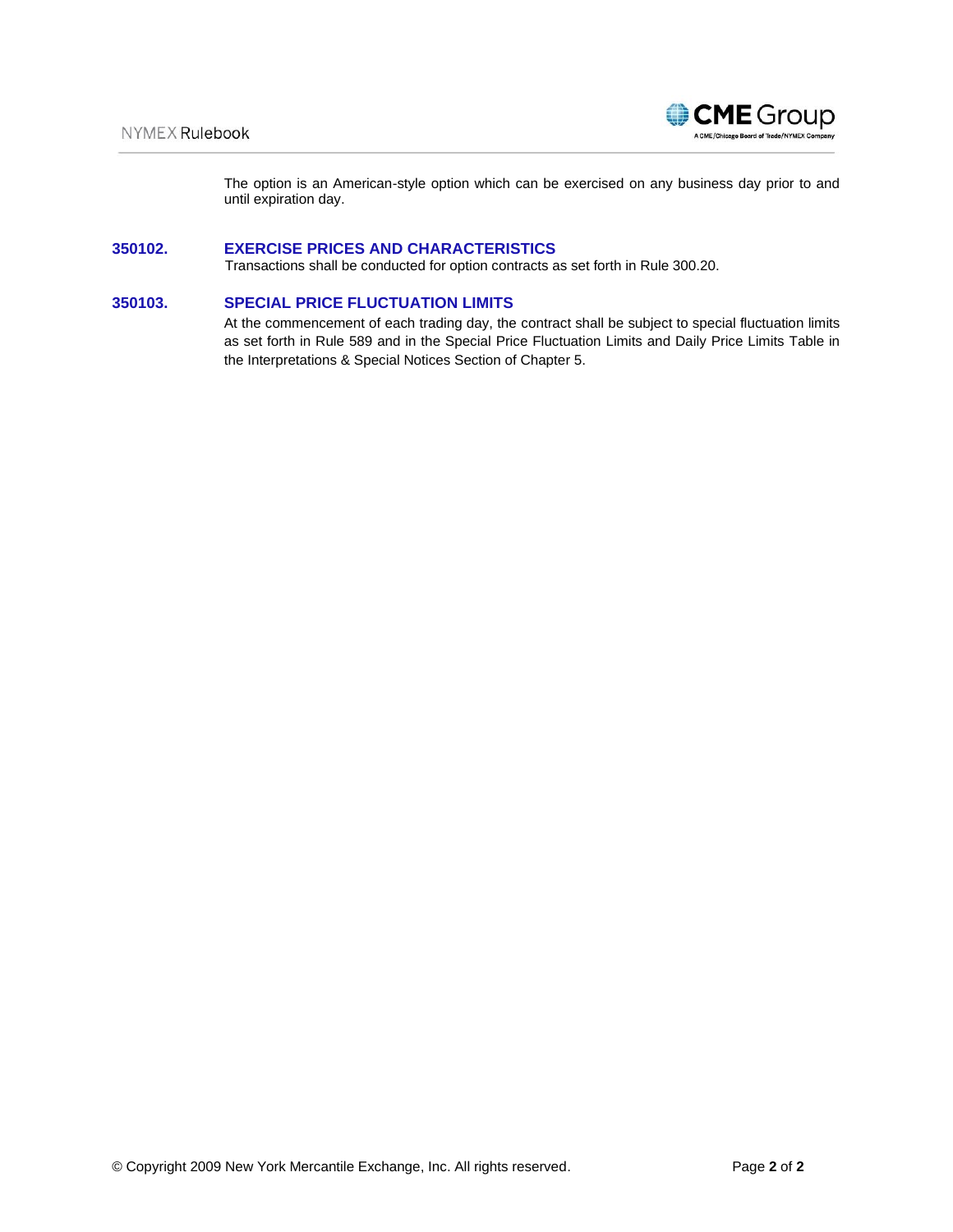The option is an American-style option which can be exercised on any business day prior to and until expiration day.

### 350102. EXERCISE PRICES AND CHARACTERISTICS

Transactions shall be conducted for option contracts as set forth in Rule 300.20.

### 350103. SPECIAL PRICE FLUCTUATION LIMITS

At the commencement of each trading day, the contract shall be subject to special fluctuation limits as set forth in Rule 589 and in the Special Price Fluctuation Limits and Daily Price Limits Table in the Interpretations & Special Notices Section of Chapter 5.